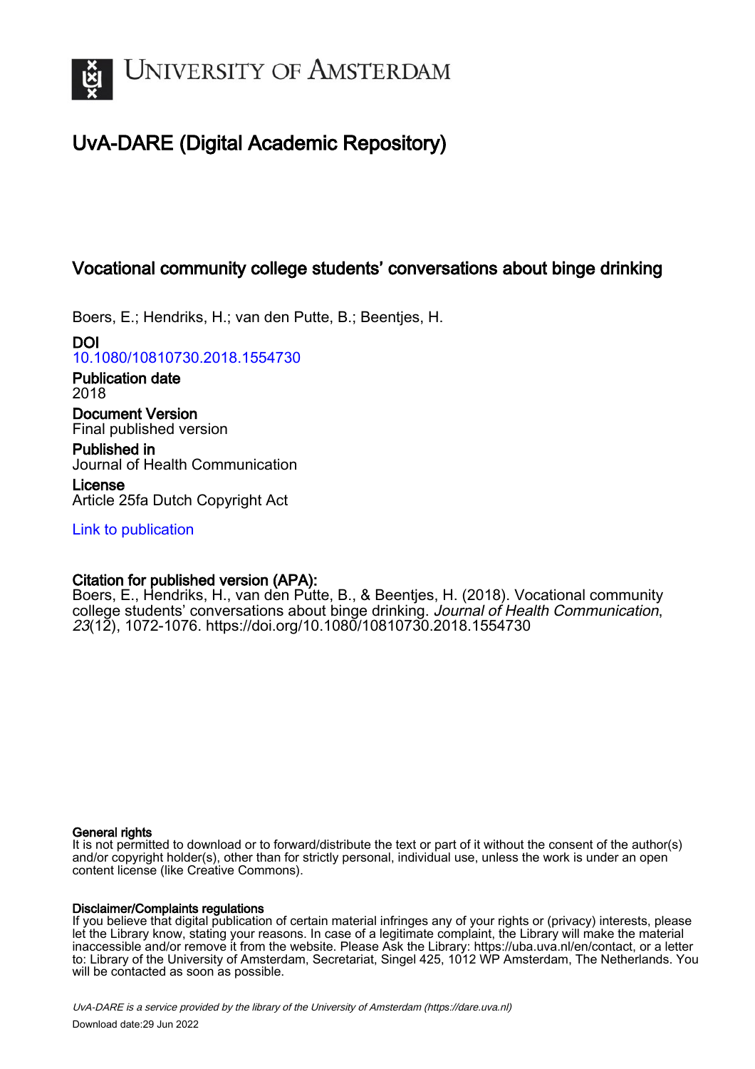# UNIVERSITY OF AMSTERDAM

## UvA-DARE (Digital Academic Repository)

### Vocational community college students' conversations about binge drinking

Boers, E.; Hendriks, H.; van den Putte, B.; Beentjes, H.

**DOI**
10.1080/10810730.2018.1554730

**Publication date**
2018

**Document Version**
Final published version

**Published in**
Journal of Health Communication

**License**
Article 25fa Dutch Copyright Act

Link to publication

**Citation for published version (APA):**
Boers, E., Hendriks, H., van den Putte, B., & Beentjes, H. (2018). Vocational community college students' conversations about binge drinking. *Journal of Health Communication*, *23*(12), 1072-1076. https://doi.org/10.1080/10810730.2018.1554730

**General rights**
It is not permitted to download or to forward/distribute the text or part of it without the consent of the author(s) and/or copyright holder(s), other than for strictly personal, individual use, unless the work is under an open content license (like Creative Commons).

**Disclaimer/Complaints regulations**
If you believe that digital publication of certain material infringes any of your rights or (privacy) interests, please let the Library know, stating your reasons. In case of a legitimate complaint, the Library will make the material inaccessible and/or remove it from the website. Please Ask the Library: https://uba.uva.nl/en/contact, or a letter to: Library of the University of Amsterdam, Secretariat, Singel 425, 1012 WP Amsterdam, The Netherlands. You will be contacted as soon as possible.

*UvA-DARE is a service provided by the library of the University of Amsterdam (https://dare.uva.nl)*

Download date:29 Jun 2022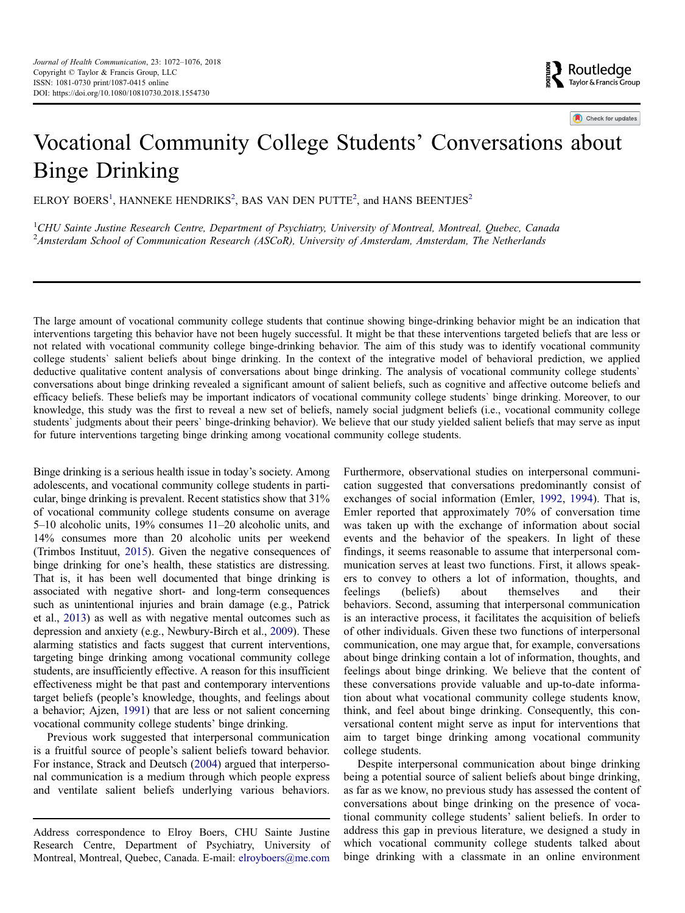# Vocational Community College Students' Conversations about Binge Drinking

ELROY BOERS[1], HANNEKE HENDRIKS[2], BAS VAN DEN PUTTE[2], and HANS BEENTJES[2]

[1]*CHU Sainte Justine Research Centre, Department of Psychiatry, University of Montreal, Montreal, Quebec, Canada*
[2]*Amsterdam School of Communication Research (ASCoR), University of Amsterdam, Amsterdam, The Netherlands*

The large amount of vocational community college students that continue showing binge-drinking behavior might be an indication that interventions targeting this behavior have not been hugely successful. It might be that these interventions targeted beliefs that are less or not related with vocational community college binge-drinking behavior. The aim of this study was to identify vocational community college students` salient beliefs about binge drinking. In the context of the integrative model of behavioral prediction, we applied deductive qualitative content analysis of conversations about binge drinking. The analysis of vocational community college students` conversations about binge drinking revealed a significant amount of salient beliefs, such as cognitive and affective outcome beliefs and efficacy beliefs. These beliefs may be important indicators of vocational community college students` binge drinking. Moreover, to our knowledge, this study was the first to reveal a new set of beliefs, namely social judgment beliefs (i.e., vocational community college students` judgments about their peers` binge-drinking behavior). We believe that our study yielded salient beliefs that may serve as input for future interventions targeting binge drinking among vocational community college students.

Binge drinking is a serious health issue in today's society. Among adolescents, and vocational community college students in particular, binge drinking is prevalent. Recent statistics show that 31% of vocational community college students consume on average 5–10 alcoholic units, 19% consumes 11–20 alcoholic units, and 14% consumes more than 20 alcoholic units per weekend (Trimbos Instituut, 2015). Given the negative consequences of binge drinking for one's health, these statistics are distressing. That is, it has been well documented that binge drinking is associated with negative short- and long-term consequences such as unintentional injuries and brain damage (e.g., Patrick et al., 2013) as well as with negative mental outcomes such as depression and anxiety (e.g., Newbury-Birch et al., 2009). These alarming statistics and facts suggest that current interventions, targeting binge drinking among vocational community college students, are insufficiently effective. A reason for this insufficient effectiveness might be that past and contemporary interventions target beliefs (people's knowledge, thoughts, and feelings about a behavior; Ajzen, 1991) that are less or not salient concerning vocational community college students' binge drinking.

Previous work suggested that interpersonal communication is a fruitful source of people's salient beliefs toward behavior. For instance, Strack and Deutsch (2004) argued that interpersonal communication is a medium through which people express and ventilate salient beliefs underlying various behaviors. Furthermore, observational studies on interpersonal communication suggested that conversations predominantly consist of exchanges of social information (Emler, 1992, 1994). That is, Emler reported that approximately 70% of conversation time was taken up with the exchange of information about social events and the behavior of the speakers. In light of these findings, it seems reasonable to assume that interpersonal communication serves at least two functions. First, it allows speakers to convey to others a lot of information, thoughts, and feelings (beliefs) about themselves and their behaviors. Second, assuming that interpersonal communication is an interactive process, it facilitates the acquisition of beliefs of other individuals. Given these two functions of interpersonal communication, one may argue that, for example, conversations about binge drinking contain a lot of information, thoughts, and feelings about binge drinking. We believe that the content of these conversations provide valuable and up-to-date information about what vocational community college students know, think, and feel about binge drinking. Consequently, this conversational content might serve as input for interventions that aim to target binge drinking among vocational community college students.

Despite interpersonal communication about binge drinking being a potential source of salient beliefs about binge drinking, as far as we know, no previous study has assessed the content of conversations about binge drinking on the presence of vocational community college students' salient beliefs. In order to address this gap in previous literature, we designed a study in which vocational community college students talked about binge drinking with a classmate in an online environment

Address correspondence to Elroy Boers, CHU Sainte Justine Research Centre, Department of Psychiatry, University of Montreal, Montreal, Quebec, Canada. E-mail: elroyboers@me.com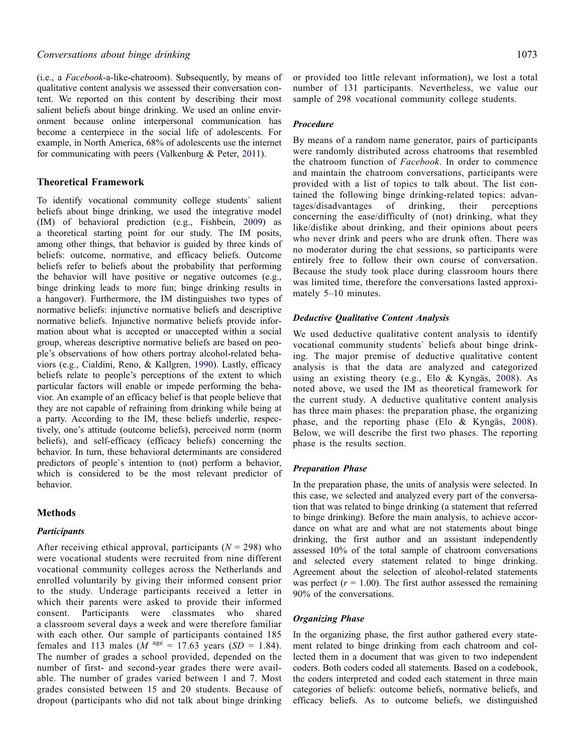(i.e., a *Facebook*-a-like-chatroom). Subsequently, by means of qualitative content analysis we assessed their conversation content. We reported on this content by describing their most salient beliefs about binge drinking. We used an online environment because online interpersonal communication has become a centerpiece in the social life of adolescents. For example, in North America, 68% of adolescents use the internet for communicating with peers (Valkenburg & Peter, 2011).

## Theoretical Framework

To identify vocational community college students` salient beliefs about binge drinking, we used the integrative model (IM) of behavioral prediction (e.g., Fishbein, 2009) as a theoretical starting point for our study. The IM posits, among other things, that behavior is guided by three kinds of beliefs: outcome, normative, and efficacy beliefs. Outcome beliefs refer to beliefs about the probability that performing the behavior will have positive or negative outcomes (e.g., binge drinking leads to more fun; binge drinking results in a hangover). Furthermore, the IM distinguishes two types of normative beliefs: injunctive normative beliefs and descriptive normative beliefs. Injunctive normative beliefs provide information about what is accepted or unaccepted within a social group, whereas descriptive normative beliefs are based on people's observations of how others portray alcohol-related behaviors (e.g., Cialdini, Reno, & Kallgren, 1990). Lastly, efficacy beliefs relate to people's perceptions of the extent to which particular factors will enable or impede performing the behavior. An example of an efficacy belief is that people believe that they are not capable of refraining from drinking while being at a party. According to the IM, these beliefs underlie, respectively, one's attitude (outcome beliefs), perceived norm (norm beliefs), and self-efficacy (efficacy beliefs) concerning the behavior. In turn, these behavioral determinants are considered predictors of people`s intention to (not) perform a behavior, which is considered to be the most relevant predictor of behavior.

## Methods

### Participants

After receiving ethical approval, participants ($N = 298$) who were vocational students were recruited from nine different vocational community colleges across the Netherlands and enrolled voluntarily by giving their informed consent prior to the study. Underage participants received a letter in which their parents were asked to provide their informed consent. Participants were classmates who shared a classroom several days a week and were therefore familiar with each other. Our sample of participants contained 185 females and 113 males ($M^{\text{age}} = 17.63$ years ($SD = 1.84$). The number of grades a school provided, depended on the number of first- and second-year grades there were available. The number of grades varied between 1 and 7. Most grades consisted between 15 and 20 students. Because of dropout (participants who did not talk about binge drinking or provided too little relevant information), we lost a total number of 131 participants. Nevertheless, we value our sample of 298 vocational community college students.

### Procedure

By means of a random name generator, pairs of participants were randomly distributed across chatrooms that resembled the chatroom function of *Facebook*. In order to commence and maintain the chatroom conversations, participants were provided with a list of topics to talk about. The list contained the following binge drinking-related topics: advantages/disadvantages of drinking, their perceptions concerning the ease/difficulty of (not) drinking, what they like/dislike about drinking, and their opinions about peers who never drink and peers who are drunk often. There was no moderator during the chat sessions, so participants were entirely free to follow their own course of conversation. Because the study took place during classroom hours there was limited time, therefore the conversations lasted approximately 5–10 minutes.

### Deductive Qualitative Content Analysis

We used deductive qualitative content analysis to identify vocational community students` beliefs about binge drinking. The major premise of deductive qualitative content analysis is that the data are analyzed and categorized using an existing theory (e.g., Elo & Kyngäs, 2008). As noted above, we used the IM as theoretical framework for the current study. A deductive qualitative content analysis has three main phases: the preparation phase, the organizing phase, and the reporting phase (Elo & Kyngäs, 2008). Below, we will describe the first two phases. The reporting phase is the results section.

### Preparation Phase

In the preparation phase, the units of analysis were selected. In this case, we selected and analyzed every part of the conversation that was related to binge drinking (a statement that referred to binge drinking). Before the main analysis, to achieve accordance on what are and what are not statements about binge drinking, the first author and an assistant independently assessed 10% of the total sample of chatroom conversations and selected every statement related to binge drinking. Agreement about the selection of alcohol-related statements was perfect ($r = 1.00$). The first author assessed the remaining 90% of the conversations.

### Organizing Phase

In the organizing phase, the first author gathered every statement related to binge drinking from each chatroom and collected them in a document that was given to two independent coders. Both coders coded all statements. Based on a codebook, the coders interpreted and coded each statement in three main categories of beliefs: outcome beliefs, normative beliefs, and efficacy beliefs. As to outcome beliefs, we distinguished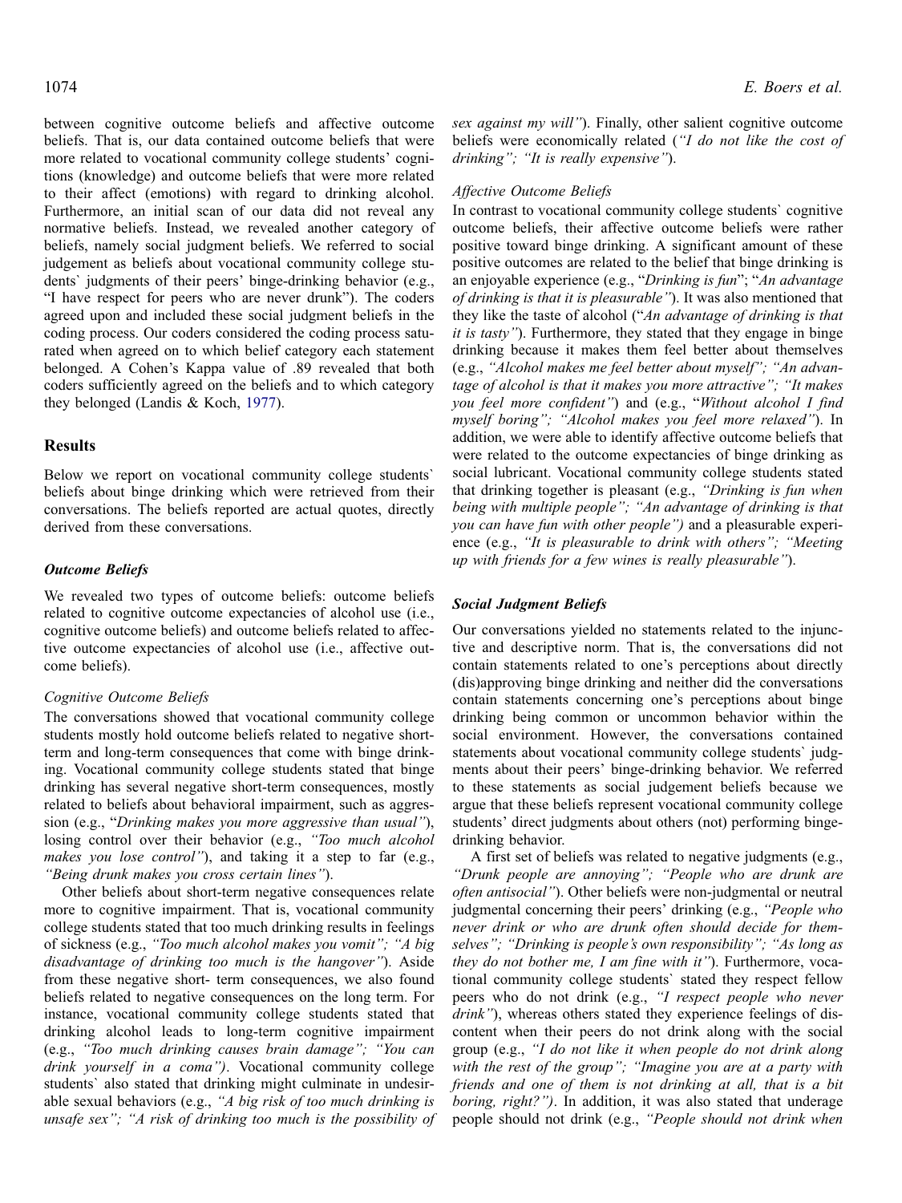between cognitive outcome beliefs and affective outcome beliefs. That is, our data contained outcome beliefs that were more related to vocational community college students' cognitions (knowledge) and outcome beliefs that were more related to their affect (emotions) with regard to drinking alcohol. Furthermore, an initial scan of our data did not reveal any normative beliefs. Instead, we revealed another category of beliefs, namely social judgment beliefs. We referred to social judgement as beliefs about vocational community college students` judgments of their peers' binge-drinking behavior (e.g., "I have respect for peers who are never drunk"). The coders agreed upon and included these social judgment beliefs in the coding process. Our coders considered the coding process saturated when agreed on to which belief category each statement belonged. A Cohen's Kappa value of .89 revealed that both coders sufficiently agreed on the beliefs and to which category they belonged (Landis & Koch, 1977).

## Results

Below we report on vocational community college students` beliefs about binge drinking which were retrieved from their conversations. The beliefs reported are actual quotes, directly derived from these conversations.

### *Outcome Beliefs*

We revealed two types of outcome beliefs: outcome beliefs related to cognitive outcome expectancies of alcohol use (i.e., cognitive outcome beliefs) and outcome beliefs related to affective outcome expectancies of alcohol use (i.e., affective outcome beliefs).

#### *Cognitive Outcome Beliefs*

The conversations showed that vocational community college students mostly hold outcome beliefs related to negative short-term and long-term consequences that come with binge drinking. Vocational community college students stated that binge drinking has several negative short-term consequences, mostly related to beliefs about behavioral impairment, such as aggression (e.g., "*Drinking makes you more aggressive than usual"*), losing control over their behavior (e.g., *"Too much alcohol makes you lose control"*), and taking it a step to far (e.g., *"Being drunk makes you cross certain lines"*).

Other beliefs about short-term negative consequences relate more to cognitive impairment. That is, vocational community college students stated that too much drinking results in feelings of sickness (e.g., *"Too much alcohol makes you vomit"; "A big disadvantage of drinking too much is the hangover"*). Aside from these negative short- term consequences, we also found beliefs related to negative consequences on the long term. For instance, vocational community college students stated that drinking alcohol leads to long-term cognitive impairment (e.g., *"Too much drinking causes brain damage"; "You can drink yourself in a coma")*. Vocational community college students` also stated that drinking might culminate in undesirable sexual behaviors (e.g., *"A big risk of too much drinking is unsafe sex"; "A risk of drinking too much is the possibility of sex against my will"*). Finally, other salient cognitive outcome beliefs were economically related (*"I do not like the cost of drinking"; "It is really expensive"*).

#### *Affective Outcome Beliefs*

In contrast to vocational community college students` cognitive outcome beliefs, their affective outcome beliefs were rather positive toward binge drinking. A significant amount of these positive outcomes are related to the belief that binge drinking is an enjoyable experience (e.g., "*Drinking is fun*"; "*An advantage of drinking is that it is pleasurable"*). It was also mentioned that they like the taste of alcohol ("*An advantage of drinking is that it is tasty"*). Furthermore, they stated that they engage in binge drinking because it makes them feel better about themselves (e.g., *"Alcohol makes me feel better about myself"; "An advantage of alcohol is that it makes you more attractive"; "It makes you feel more confident"*) and (e.g., "*Without alcohol I find myself boring"; "Alcohol makes you feel more relaxed"*). In addition, we were able to identify affective outcome beliefs that were related to the outcome expectancies of binge drinking as social lubricant. Vocational community college students stated that drinking together is pleasant (e.g., *"Drinking is fun when being with multiple people"; "An advantage of drinking is that you can have fun with other people")* and a pleasurable experience (e.g., *"It is pleasurable to drink with others"; "Meeting up with friends for a few wines is really pleasurable"*).

### *Social Judgment Beliefs*

Our conversations yielded no statements related to the injunctive and descriptive norm. That is, the conversations did not contain statements related to one's perceptions about directly (dis)approving binge drinking and neither did the conversations contain statements concerning one's perceptions about binge drinking being common or uncommon behavior within the social environment. However, the conversations contained statements about vocational community college students` judgments about their peers' binge-drinking behavior. We referred to these statements as social judgement beliefs because we argue that these beliefs represent vocational community college students' direct judgments about others (not) performing binge-drinking behavior.

A first set of beliefs was related to negative judgments (e.g., *"Drunk people are annoying"; "People who are drunk are often antisocial"*). Other beliefs were non-judgmental or neutral judgmental concerning their peers' drinking (e.g., *"People who never drink or who are drunk often should decide for themselves"; "Drinking is people's own responsibility"; "As long as they do not bother me, I am fine with it"*). Furthermore, vocational community college students` stated they respect fellow peers who do not drink (e.g., *"I respect people who never drink"*), whereas others stated they experience feelings of discontent when their peers do not drink along with the social group (e.g., *"I do not like it when people do not drink along with the rest of the group"; "Imagine you are at a party with friends and one of them is not drinking at all, that is a bit boring, right?")*. In addition, it was also stated that underage people should not drink (e.g., *"People should not drink when*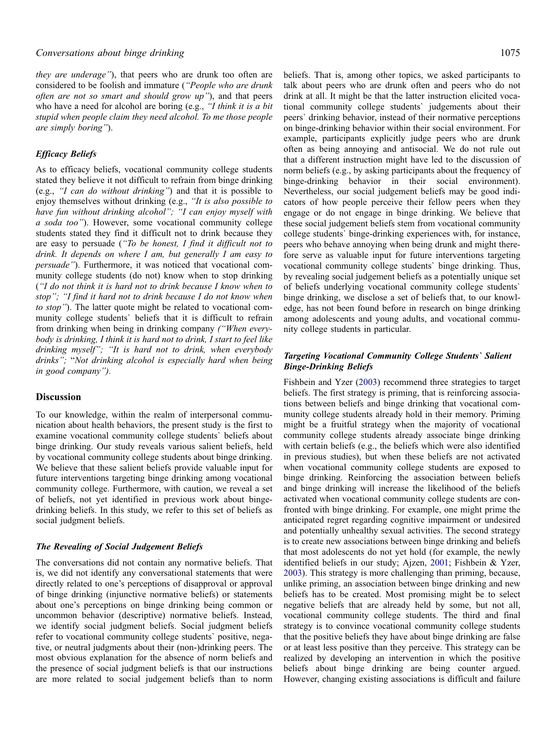*they are underage"*), that peers who are drunk too often are considered to be foolish and immature (*"People who are drunk often are not so smart and should grow up"*), and that peers who have a need for alcohol are boring (e.g., *"I think it is a bit stupid when people claim they need alcohol. To me those people are simply boring"*).

### *Efficacy Beliefs*

As to efficacy beliefs, vocational community college students stated they believe it not difficult to refrain from binge drinking (e.g., *"I can do without drinking"*) and that it is possible to enjoy themselves without drinking (e.g., *"It is also possible to have fun without drinking alcohol"; "I can enjoy myself with a soda too"*). However, some vocational community college students stated they find it difficult not to drink because they are easy to persuade (*"To be honest, I find it difficult not to drink. It depends on where I am, but generally I am easy to persuade"*). Furthermore, it was noticed that vocational community college students (do not) know when to stop drinking (*"I do not think it is hard not to drink because I know when to stop"; "I find it hard not to drink because I do not know when to stop"*). The latter quote might be related to vocational community college students` beliefs that it is difficult to refrain from drinking when being in drinking company *("When everybody is drinking, I think it is hard not to drink, I start to feel like drinking myself"; "It is hard not to drink, when everybody drinks";* "*Not drinking alcohol is especially hard when being in good company").*

## Discussion

To our knowledge, within the realm of interpersonal communication about health behaviors, the present study is the first to examine vocational community college students` beliefs about binge drinking. Our study reveals various salient beliefs, held by vocational community college students about binge drinking. We believe that these salient beliefs provide valuable input for future interventions targeting binge drinking among vocational community college. Furthermore, with caution, we reveal a set of beliefs, not yet identified in previous work about binge-drinking beliefs. In this study, we refer to this set of beliefs as social judgment beliefs.

### *The Revealing of Social Judgement Beliefs*

The conversations did not contain any normative beliefs. That is, we did not identify any conversational statements that were directly related to one's perceptions of disapproval or approval of binge drinking (injunctive normative beliefs) or statements about one's perceptions on binge drinking being common or uncommon behavior (descriptive) normative beliefs. Instead, we identify social judgment beliefs. Social judgment beliefs refer to vocational community college students` positive, negative, or neutral judgments about their (non-)drinking peers. The most obvious explanation for the absence of norm beliefs and the presence of social judgment beliefs is that our instructions are more related to social judgement beliefs than to norm beliefs. That is, among other topics, we asked participants to talk about peers who are drunk often and peers who do not drink at all. It might be that the latter instruction elicited vocational community college students` judgements about their peers` drinking behavior, instead of their normative perceptions on binge-drinking behavior within their social environment. For example, participants explicitly judge peers who are drunk often as being annoying and antisocial. We do not rule out that a different instruction might have led to the discussion of norm beliefs (e.g., by asking participants about the frequency of binge-drinking behavior in their social environment). Nevertheless, our social judgement beliefs may be good indicators of how people perceive their fellow peers when they engage or do not engage in binge drinking. We believe that these social judgement beliefs stem from vocational community college students` binge-drinking experiences with, for instance, peers who behave annoying when being drunk and might therefore serve as valuable input for future interventions targeting vocational community college students` binge drinking. Thus, by revealing social judgement beliefs as a potentially unique set of beliefs underlying vocational community college students` binge drinking, we disclose a set of beliefs that, to our knowledge, has not been found before in research on binge drinking among adolescents and young adults, and vocational community college students in particular.

### *Targeting Vocational Community College Students` Salient Binge-Drinking Beliefs*

Fishbein and Yzer (2003) recommend three strategies to target beliefs. The first strategy is priming, that is reinforcing associations between beliefs and binge drinking that vocational community college students already hold in their memory. Priming might be a fruitful strategy when the majority of vocational community college students already associate binge drinking with certain beliefs (e.g., the beliefs which were also identified in previous studies), but when these beliefs are not activated when vocational community college students are exposed to binge drinking. Reinforcing the association between beliefs and binge drinking will increase the likelihood of the beliefs activated when vocational community college students are confronted with binge drinking. For example, one might prime the anticipated regret regarding cognitive impairment or undesired and potentially unhealthy sexual activities. The second strategy is to create new associations between binge drinking and beliefs that most adolescents do not yet hold (for example, the newly identified beliefs in our study; Ajzen, 2001; Fishbein & Yzer, 2003). This strategy is more challenging than priming, because, unlike priming, an association between binge drinking and new beliefs has to be created. Most promising might be to select negative beliefs that are already held by some, but not all, vocational community college students. The third and final strategy is to convince vocational community college students that the positive beliefs they have about binge drinking are false or at least less positive than they perceive. This strategy can be realized by developing an intervention in which the positive beliefs about binge drinking are being counter argued. However, changing existing associations is difficult and failure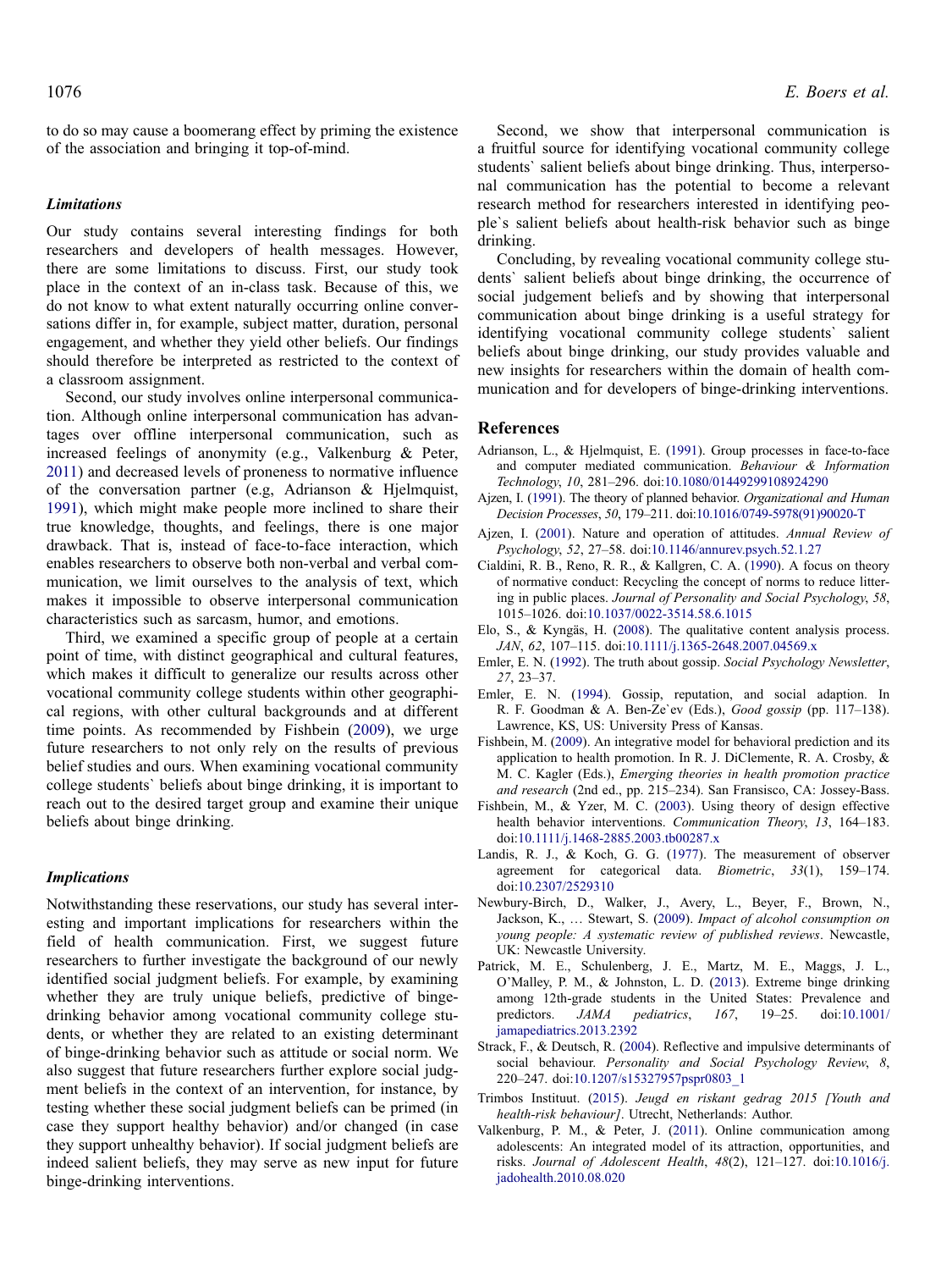to do so may cause a boomerang effect by priming the existence of the association and bringing it top-of-mind.

### *Limitations*

Our study contains several interesting findings for both researchers and developers of health messages. However, there are some limitations to discuss. First, our study took place in the context of an in-class task. Because of this, we do not know to what extent naturally occurring online conversations differ in, for example, subject matter, duration, personal engagement, and whether they yield other beliefs. Our findings should therefore be interpreted as restricted to the context of a classroom assignment.

Second, our study involves online interpersonal communication. Although online interpersonal communication has advantages over offline interpersonal communication, such as increased feelings of anonymity (e.g., Valkenburg & Peter, 2011) and decreased levels of proneness to normative influence of the conversation partner (e.g, Adrianson & Hjelmquist, 1991), which might make people more inclined to share their true knowledge, thoughts, and feelings, there is one major drawback. That is, instead of face-to-face interaction, which enables researchers to observe both non-verbal and verbal communication, we limit ourselves to the analysis of text, which makes it impossible to observe interpersonal communication characteristics such as sarcasm, humor, and emotions.

Third, we examined a specific group of people at a certain point of time, with distinct geographical and cultural features, which makes it difficult to generalize our results across other vocational community college students within other geographical regions, with other cultural backgrounds and at different time points. As recommended by Fishbein (2009), we urge future researchers to not only rely on the results of previous belief studies and ours. When examining vocational community college students` beliefs about binge drinking, it is important to reach out to the desired target group and examine their unique beliefs about binge drinking.

### *Implications*

Notwithstanding these reservations, our study has several interesting and important implications for researchers within the field of health communication. First, we suggest future researchers to further investigate the background of our newly identified social judgment beliefs. For example, by examining whether they are truly unique beliefs, predictive of binge-drinking behavior among vocational community college students, or whether they are related to an existing determinant of binge-drinking behavior such as attitude or social norm. We also suggest that future researchers further explore social judgment beliefs in the context of an intervention, for instance, by testing whether these social judgment beliefs can be primed (in case they support healthy behavior) and/or changed (in case they support unhealthy behavior). If social judgment beliefs are indeed salient beliefs, they may serve as new input for future binge-drinking interventions.

Second, we show that interpersonal communication is a fruitful source for identifying vocational community college students` salient beliefs about binge drinking. Thus, interpersonal communication has the potential to become a relevant research method for researchers interested in identifying people`s salient beliefs about health-risk behavior such as binge drinking.

Concluding, by revealing vocational community college students` salient beliefs about binge drinking, the occurrence of social judgement beliefs and by showing that interpersonal communication about binge drinking is a useful strategy for identifying vocational community college students` salient beliefs about binge drinking, our study provides valuable and new insights for researchers within the domain of health communication and for developers of binge-drinking interventions.

## References

Adrianson, L., & Hjelmquist, E. (1991). Group processes in face-to-face and computer mediated communication. *Behaviour & Information Technology*, *10*, 281–296. doi:10.1080/01449299108924290

Ajzen, I. (1991). The theory of planned behavior. *Organizational and Human Decision Processes*, *50*, 179–211. doi:10.1016/0749-5978(91)90020-T

Ajzen, I. (2001). Nature and operation of attitudes. *Annual Review of Psychology*, *52*, 27–58. doi:10.1146/annurev.psych.52.1.27

Cialdini, R. B., Reno, R. R., & Kallgren, C. A. (1990). A focus on theory of normative conduct: Recycling the concept of norms to reduce littering in public places. *Journal of Personality and Social Psychology*, *58*, 1015–1026. doi:10.1037/0022-3514.58.6.1015

Elo, S., & Kyngäs, H. (2008). The qualitative content analysis process. *JAN*, *62*, 107–115. doi:10.1111/j.1365-2648.2007.04569.x

Emler, E. N. (1992). The truth about gossip. *Social Psychology Newsletter*, *27*, 23–37.

Emler, E. N. (1994). Gossip, reputation, and social adaption. In R. F. Goodman & A. Ben-Ze`ev (Eds.), *Good gossip* (pp. 117–138). Lawrence, KS, US: University Press of Kansas.

Fishbein, M. (2009). An integrative model for behavioral prediction and its application to health promotion. In R. J. DiClemente, R. A. Crosby, & M. C. Kagler (Eds.), *Emerging theories in health promotion practice and research* (2nd ed., pp. 215–234). San Fransisco, CA: Jossey-Bass.

Fishbein, M., & Yzer, M. C. (2003). Using theory of design effective health behavior interventions. *Communication Theory*, *13*, 164–183. doi:10.1111/j.1468-2885.2003.tb00287.x

Landis, R. J., & Koch, G. G. (1977). The measurement of observer agreement for categorical data. *Biometric*, *33*(1), 159–174. doi:10.2307/2529310

Newbury-Birch, D., Walker, J., Avery, L., Beyer, F., Brown, N., Jackson, K., … Stewart, S. (2009). *Impact of alcohol consumption on young people: A systematic review of published reviews*. Newcastle, UK: Newcastle University.

Patrick, M. E., Schulenberg, J. E., Martz, M. E., Maggs, J. L., O'Malley, P. M., & Johnston, L. D. (2013). Extreme binge drinking among 12th-grade students in the United States: Prevalence and predictors. *JAMA pediatrics*, *167*, 19–25. doi:10.1001/jamapediatrics.2013.2392

Strack, F., & Deutsch, R. (2004). Reflective and impulsive determinants of social behaviour. *Personality and Social Psychology Review*, *8*, 220–247. doi:10.1207/s15327957pspr0803_1

Trimbos Instituut. (2015). *Jeugd en riskant gedrag 2015 [Youth and health-risk behaviour]*. Utrecht, Netherlands: Author.

Valkenburg, P. M., & Peter, J. (2011). Online communication among adolescents: An integrated model of its attraction, opportunities, and risks. *Journal of Adolescent Health*, *48*(2), 121–127. doi:10.1016/j.jadohealth.2010.08.020